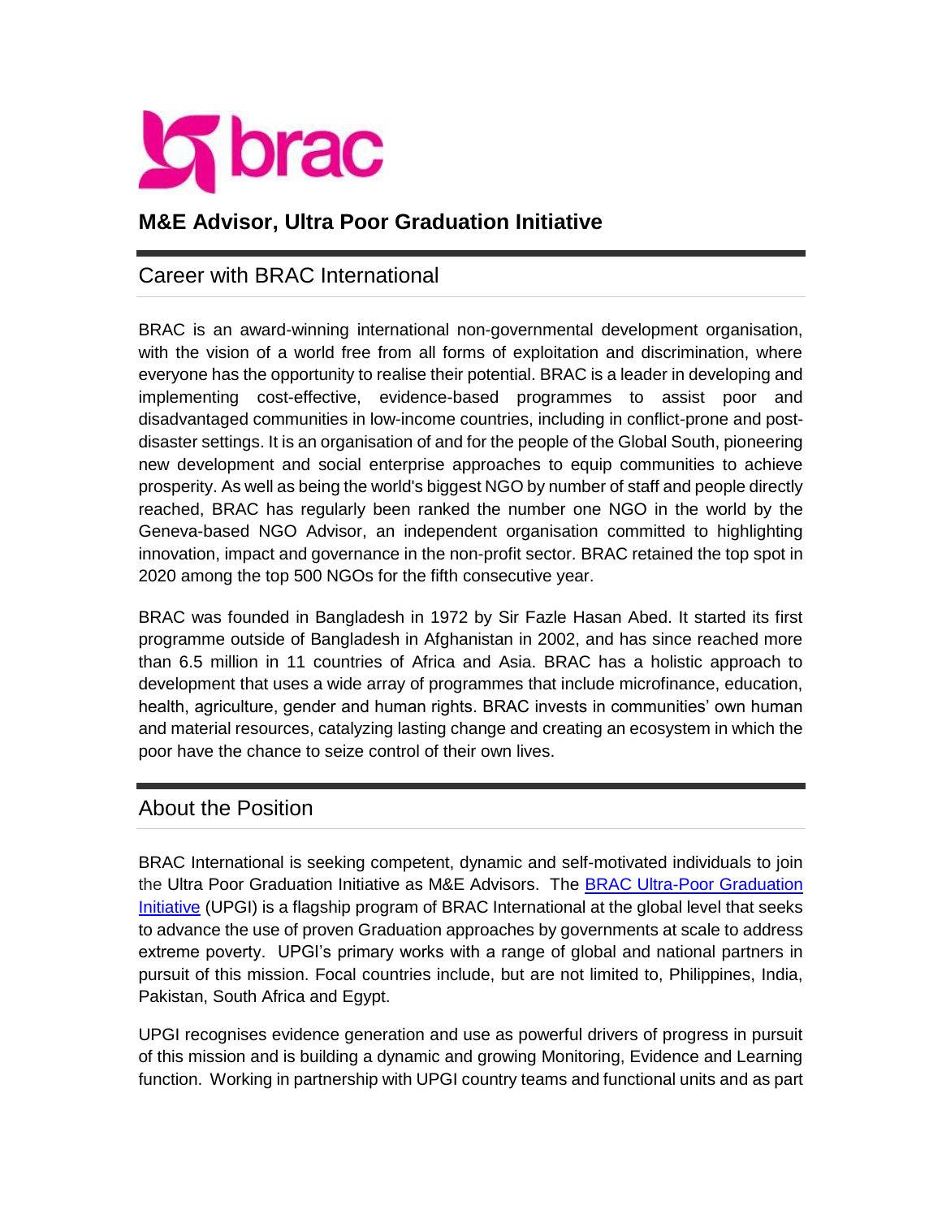brac

# M&E Advisor, Ultra Poor Graduation Initiative

## Career with BRAC International

BRAC is an award-winning international non-governmental development organisation, with the vision of a world free from all forms of exploitation and discrimination, where everyone has the opportunity to realise their potential. BRAC is a leader in developing and implementing cost-effective, evidence-based programmes to assist poor and disadvantaged communities in low-income countries, including in conflict-prone and post-disaster settings. It is an organisation of and for the people of the Global South, pioneering new development and social enterprise approaches to equip communities to achieve prosperity. As well as being the world's biggest NGO by number of staff and people directly reached, BRAC has regularly been ranked the number one NGO in the world by the Geneva-based NGO Advisor, an independent organisation committed to highlighting innovation, impact and governance in the non-profit sector. BRAC retained the top spot in 2020 among the top 500 NGOs for the fifth consecutive year.

BRAC was founded in Bangladesh in 1972 by Sir Fazle Hasan Abed. It started its first programme outside of Bangladesh in Afghanistan in 2002, and has since reached more than 6.5 million in 11 countries of Africa and Asia. BRAC has a holistic approach to development that uses a wide array of programmes that include microfinance, education, health, agriculture, gender and human rights. BRAC invests in communities' own human and material resources, catalyzing lasting change and creating an ecosystem in which the poor have the chance to seize control of their own lives.

## About the Position

BRAC International is seeking competent, dynamic and self-motivated individuals to join the Ultra Poor Graduation Initiative as M&E Advisors. The BRAC Ultra-Poor Graduation Initiative (UPGI) is a flagship program of BRAC International at the global level that seeks to advance the use of proven Graduation approaches by governments at scale to address extreme poverty. UPGI's primary works with a range of global and national partners in pursuit of this mission. Focal countries include, but are not limited to, Philippines, India, Pakistan, South Africa and Egypt.

UPGI recognises evidence generation and use as powerful drivers of progress in pursuit of this mission and is building a dynamic and growing Monitoring, Evidence and Learning function. Working in partnership with UPGI country teams and functional units and as part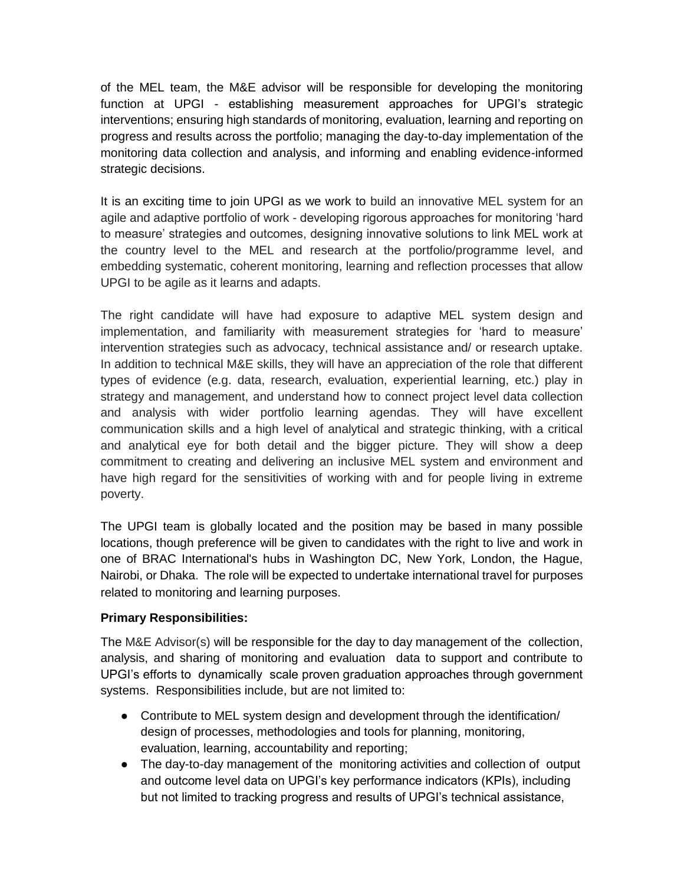of the MEL team, the M&E advisor will be responsible for developing the monitoring function at UPGI - establishing measurement approaches for UPGI's strategic interventions; ensuring high standards of monitoring, evaluation, learning and reporting on progress and results across the portfolio; managing the day-to-day implementation of the monitoring data collection and analysis, and informing and enabling evidence-informed strategic decisions.

It is an exciting time to join UPGI as we work to build an innovative MEL system for an agile and adaptive portfolio of work - developing rigorous approaches for monitoring 'hard to measure' strategies and outcomes, designing innovative solutions to link MEL work at the country level to the MEL and research at the portfolio/programme level, and embedding systematic, coherent monitoring, learning and reflection processes that allow UPGI to be agile as it learns and adapts.

The right candidate will have had exposure to adaptive MEL system design and implementation, and familiarity with measurement strategies for 'hard to measure' intervention strategies such as advocacy, technical assistance and/ or research uptake. In addition to technical M&E skills, they will have an appreciation of the role that different types of evidence (e.g. data, research, evaluation, experiential learning, etc.) play in strategy and management, and understand how to connect project level data collection and analysis with wider portfolio learning agendas. They will have excellent communication skills and a high level of analytical and strategic thinking, with a critical and analytical eye for both detail and the bigger picture. They will show a deep commitment to creating and delivering an inclusive MEL system and environment and have high regard for the sensitivities of working with and for people living in extreme poverty.

The UPGI team is globally located and the position may be based in many possible locations, though preference will be given to candidates with the right to live and work in one of BRAC International's hubs in Washington DC, New York, London, the Hague, Nairobi, or Dhaka. The role will be expected to undertake international travel for purposes related to monitoring and learning purposes.

**Primary Responsibilities:**

The M&E Advisor(s) will be responsible for the day to day management of the collection, analysis, and sharing of monitoring and evaluation data to support and contribute to UPGI's efforts to dynamically scale proven graduation approaches through government systems. Responsibilities include, but are not limited to:

- Contribute to MEL system design and development through the identification/ design of processes, methodologies and tools for planning, monitoring, evaluation, learning, accountability and reporting;
- The day-to-day management of the monitoring activities and collection of output and outcome level data on UPGI's key performance indicators (KPIs), including but not limited to tracking progress and results of UPGI's technical assistance,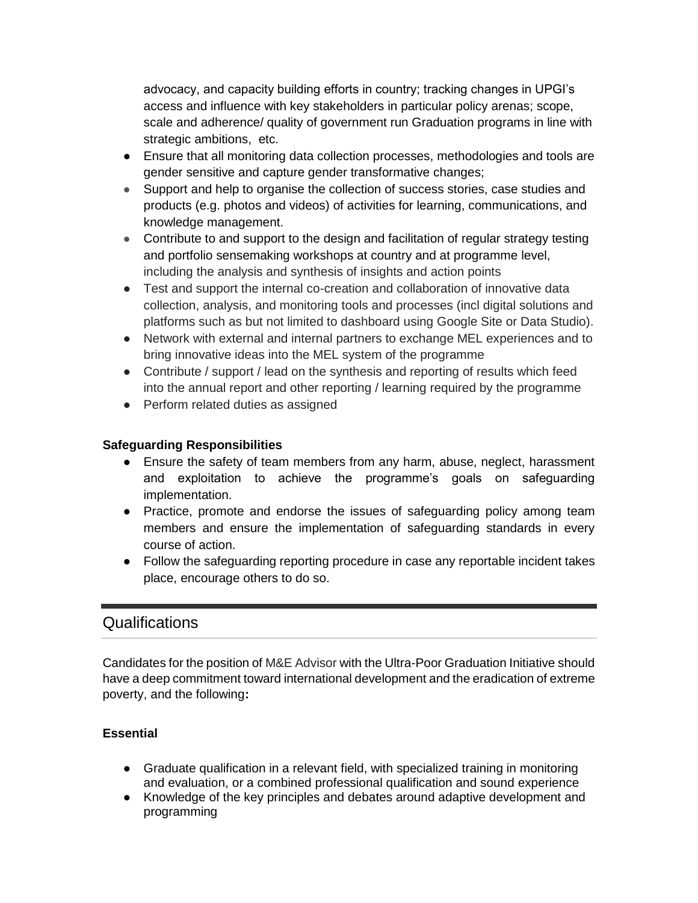advocacy, and capacity building efforts in country; tracking changes in UPGI's access and influence with key stakeholders in particular policy arenas; scope, scale and adherence/ quality of government run Graduation programs in line with strategic ambitions, etc.

- Ensure that all monitoring data collection processes, methodologies and tools are gender sensitive and capture gender transformative changes;
- Support and help to organise the collection of success stories, case studies and products (e.g. photos and videos) of activities for learning, communications, and knowledge management.
- Contribute to and support to the design and facilitation of regular strategy testing and portfolio sensemaking workshops at country and at programme level, including the analysis and synthesis of insights and action points
- Test and support the internal co-creation and collaboration of innovative data collection, analysis, and monitoring tools and processes (incl digital solutions and platforms such as but not limited to dashboard using Google Site or Data Studio).
- Network with external and internal partners to exchange MEL experiences and to bring innovative ideas into the MEL system of the programme
- Contribute / support / lead on the synthesis and reporting of results which feed into the annual report and other reporting / learning required by the programme
- Perform related duties as assigned

**Safeguarding Responsibilities**

- Ensure the safety of team members from any harm, abuse, neglect, harassment and exploitation to achieve the programme's goals on safeguarding implementation.
- Practice, promote and endorse the issues of safeguarding policy among team members and ensure the implementation of safeguarding standards in every course of action.
- Follow the safeguarding reporting procedure in case any reportable incident takes place, encourage others to do so.

## Qualifications

Candidates for the position of M&E Advisor with the Ultra-Poor Graduation Initiative should have a deep commitment toward international development and the eradication of extreme poverty, and the following**:**

**Essential**

- Graduate qualification in a relevant field, with specialized training in monitoring and evaluation, or a combined professional qualification and sound experience
- Knowledge of the key principles and debates around adaptive development and programming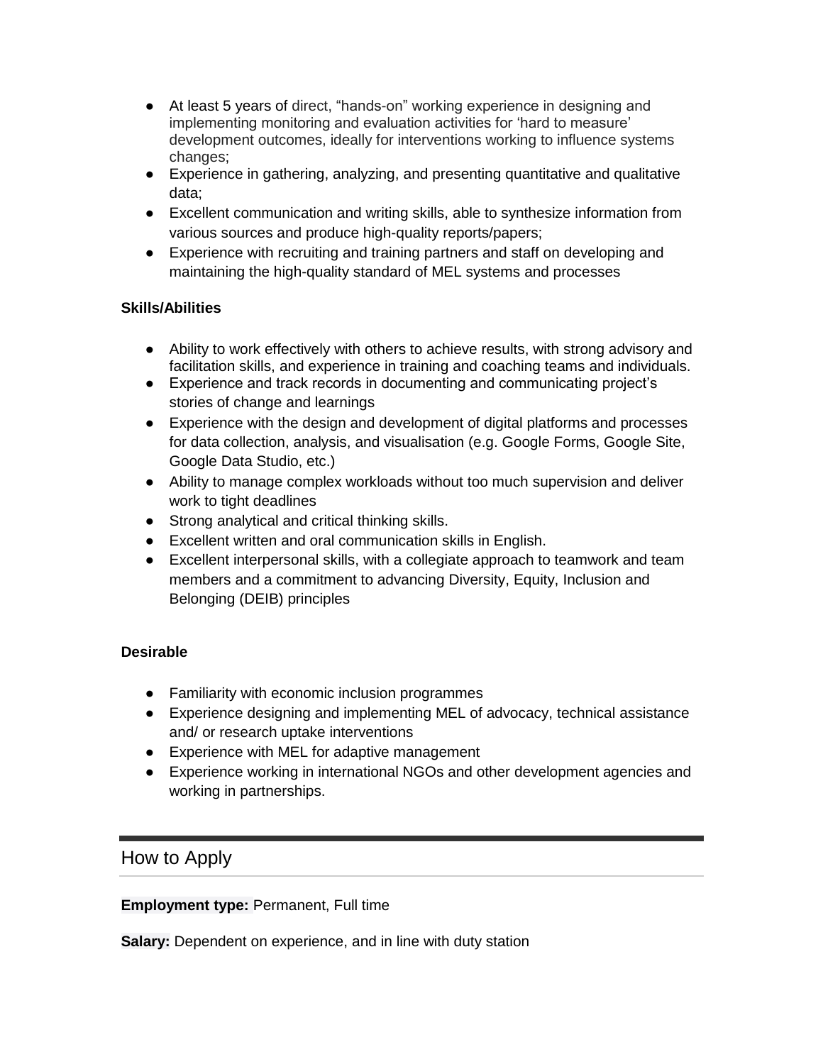- At least 5 years of direct, "hands-on" working experience in designing and implementing monitoring and evaluation activities for 'hard to measure' development outcomes, ideally for interventions working to influence systems changes;
- Experience in gathering, analyzing, and presenting quantitative and qualitative data;
- Excellent communication and writing skills, able to synthesize information from various sources and produce high-quality reports/papers;
- Experience with recruiting and training partners and staff on developing and maintaining the high-quality standard of MEL systems and processes

**Skills/Abilities**

- Ability to work effectively with others to achieve results, with strong advisory and facilitation skills, and experience in training and coaching teams and individuals.
- Experience and track records in documenting and communicating project's stories of change and learnings
- Experience with the design and development of digital platforms and processes for data collection, analysis, and visualisation (e.g. Google Forms, Google Site, Google Data Studio, etc.)
- Ability to manage complex workloads without too much supervision and deliver work to tight deadlines
- Strong analytical and critical thinking skills.
- Excellent written and oral communication skills in English.
- Excellent interpersonal skills, with a collegiate approach to teamwork and team members and a commitment to advancing Diversity, Equity, Inclusion and Belonging (DEIB) principles

**Desirable**

- Familiarity with economic inclusion programmes
- Experience designing and implementing MEL of advocacy, technical assistance and/ or research uptake interventions
- Experience with MEL for adaptive management
- Experience working in international NGOs and other development agencies and working in partnerships.

---

## How to Apply

**Employment type:** Permanent, Full time

**Salary:** Dependent on experience, and in line with duty station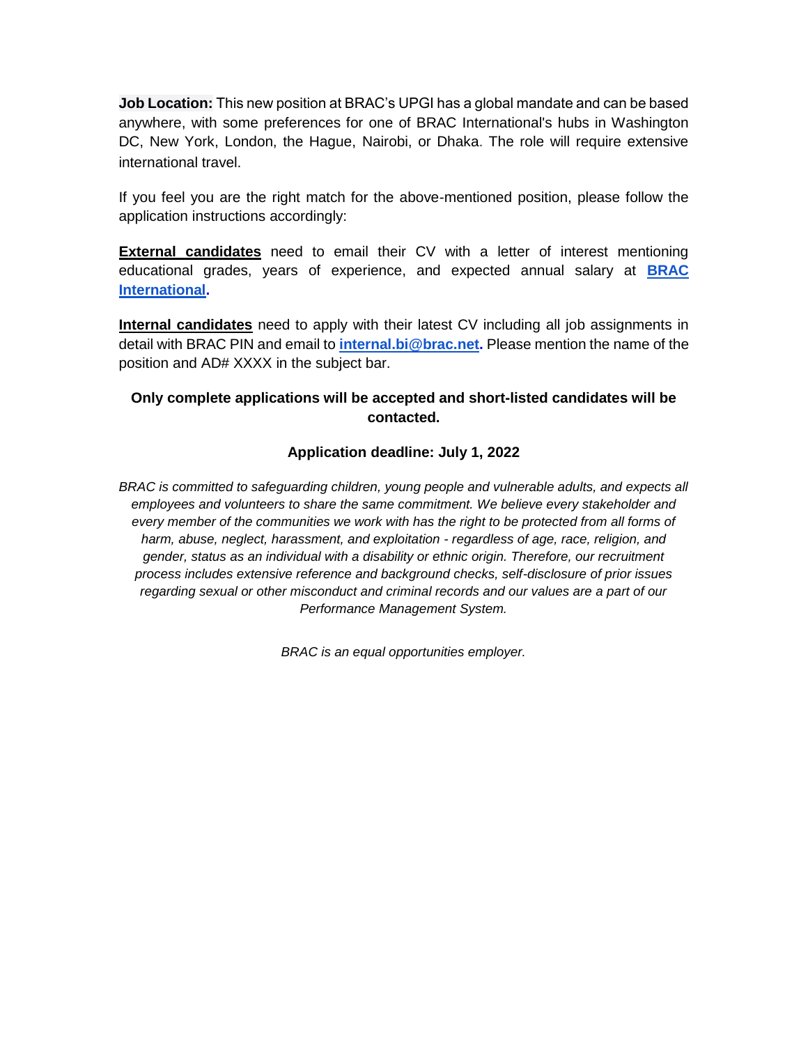**Job Location:** This new position at BRAC's UPGI has a global mandate and can be based anywhere, with some preferences for one of BRAC International's hubs in Washington DC, New York, London, the Hague, Nairobi, or Dhaka. The role will require extensive international travel.

If you feel you are the right match for the above-mentioned position, please follow the application instructions accordingly:

**External candidates** need to email their CV with a letter of interest mentioning educational grades, years of experience, and expected annual salary at **BRAC International**.

**Internal candidates** need to apply with their latest CV including all job assignments in detail with BRAC PIN and email to **internal.bi@brac.net.** Please mention the name of the position and AD# XXXX in the subject bar.

**Only complete applications will be accepted and short-listed candidates will be contacted.**

**Application deadline: July 1, 2022**

*BRAC is committed to safeguarding children, young people and vulnerable adults, and expects all employees and volunteers to share the same commitment. We believe every stakeholder and every member of the communities we work with has the right to be protected from all forms of harm, abuse, neglect, harassment, and exploitation - regardless of age, race, religion, and gender, status as an individual with a disability or ethnic origin. Therefore, our recruitment process includes extensive reference and background checks, self-disclosure of prior issues regarding sexual or other misconduct and criminal records and our values are a part of our Performance Management System.*

*BRAC is an equal opportunities employer.*